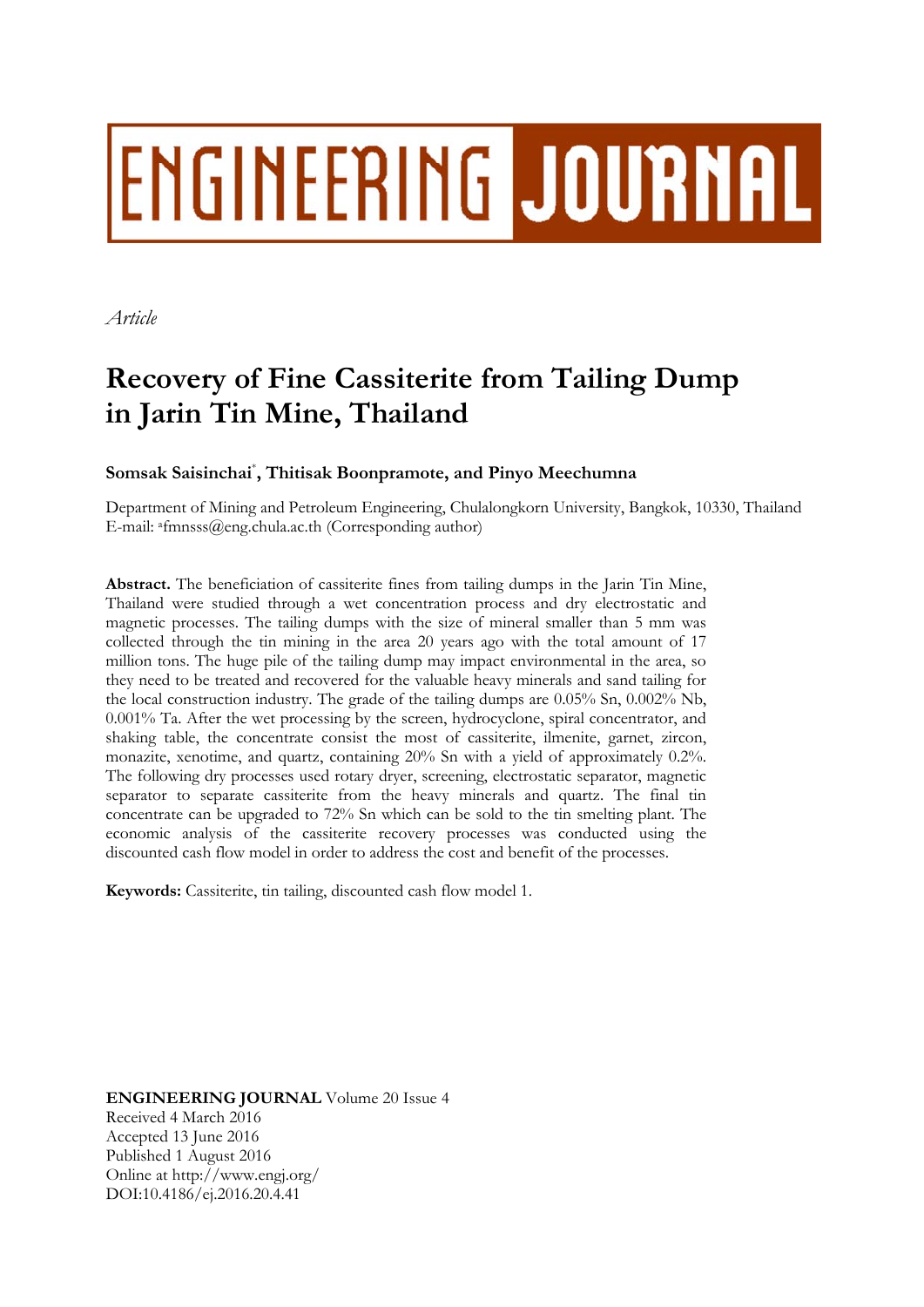# ENGINEERING JOURNAL

*Article*

# Recovery of Fine Cassiterite from Tailing Dump in Jarin Tin Mine, Thailand

**Somsak Saisinchai[*], Thitisak Boonpramote, and Pinyo Meechumna**

Department of Mining and Petroleum Engineering, Chulalongkorn University, Bangkok, 10330, Thailand
E-mail: [a]fmnsss@eng.chula.ac.th (Corresponding author)

**Abstract.** The beneficiation of cassiterite fines from tailing dumps in the Jarin Tin Mine, Thailand were studied through a wet concentration process and dry electrostatic and magnetic processes. The tailing dumps with the size of mineral smaller than 5 mm was collected through the tin mining in the area 20 years ago with the total amount of 17 million tons. The huge pile of the tailing dump may impact environmental in the area, so they need to be treated and recovered for the valuable heavy minerals and sand tailing for the local construction industry. The grade of the tailing dumps are 0.05% Sn, 0.002% Nb, 0.001% Ta. After the wet processing by the screen, hydrocyclone, spiral concentrator, and shaking table, the concentrate consist the most of cassiterite, ilmenite, garnet, zircon, monazite, xenotime, and quartz, containing 20% Sn with a yield of approximately 0.2%. The following dry processes used rotary dryer, screening, electrostatic separator, magnetic separator to separate cassiterite from the heavy minerals and quartz. The final tin concentrate can be upgraded to 72% Sn which can be sold to the tin smelting plant. The economic analysis of the cassiterite recovery processes was conducted using the discounted cash flow model in order to address the cost and benefit of the processes.

**Keywords:** Cassiterite, tin tailing, discounted cash flow model 1.

**ENGINEERING JOURNAL** Volume 20 Issue 4
Received 4 March 2016
Accepted 13 June 2016
Published 1 August 2016
Online at http://www.engj.org/
DOI:10.4186/ej.2016.20.4.41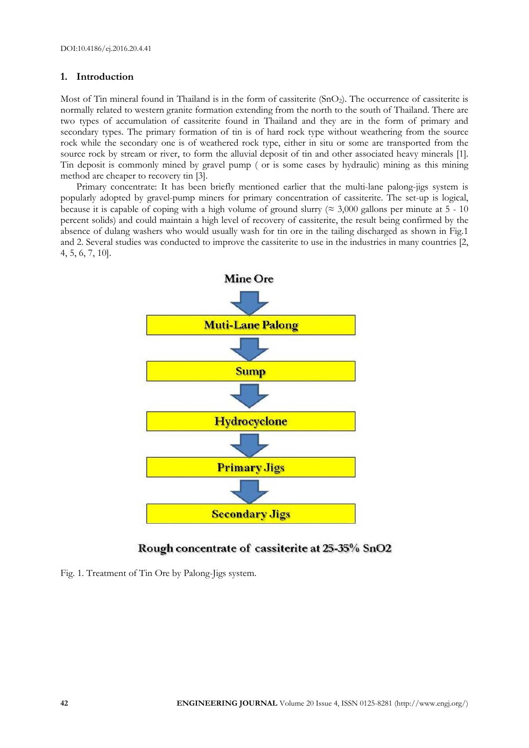## 1. Introduction

Most of Tin mineral found in Thailand is in the form of cassiterite ($SnO_2$). The occurrence of cassiterite is normally related to western granite formation extending from the north to the south of Thailand. There are two types of accumulation of cassiterite found in Thailand and they are in the form of primary and secondary types. The primary formation of tin is of hard rock type without weathering from the source rock while the secondary one is of weathered rock type, either in situ or some are transported from the source rock by stream or river, to form the alluvial deposit of tin and other associated heavy minerals [1]. Tin deposit is commonly mined by gravel pump ( or is some cases by hydraulic) mining as this mining method are cheaper to recovery tin [3].

Primary concentrate: It has been briefly mentioned earlier that the multi-lane palong-jigs system is popularly adopted by gravel-pump miners for primary concentration of cassiterite. The set-up is logical, because it is capable of coping with a high volume of ground slurry (≈ 3,000 gallons per minute at 5 - 10 percent solids) and could maintain a high level of recovery of cassiterite, the result being confirmed by the absence of dulang washers who would usually wash for tin ore in the tailing discharged as shown in Fig.1 and 2. Several studies was conducted to improve the cassiterite to use in the industries in many countries [2, 4, 5, 6, 7, 10].

Mine Ore → Muti-Lane Palong → Sump → Hydrocyclone → Primary Jigs → Secondary Jigs

Rough concentrate of cassiterite at 25-35% $SnO_2$

Fig. 1. Treatment of Tin Ore by Palong-Jigs system.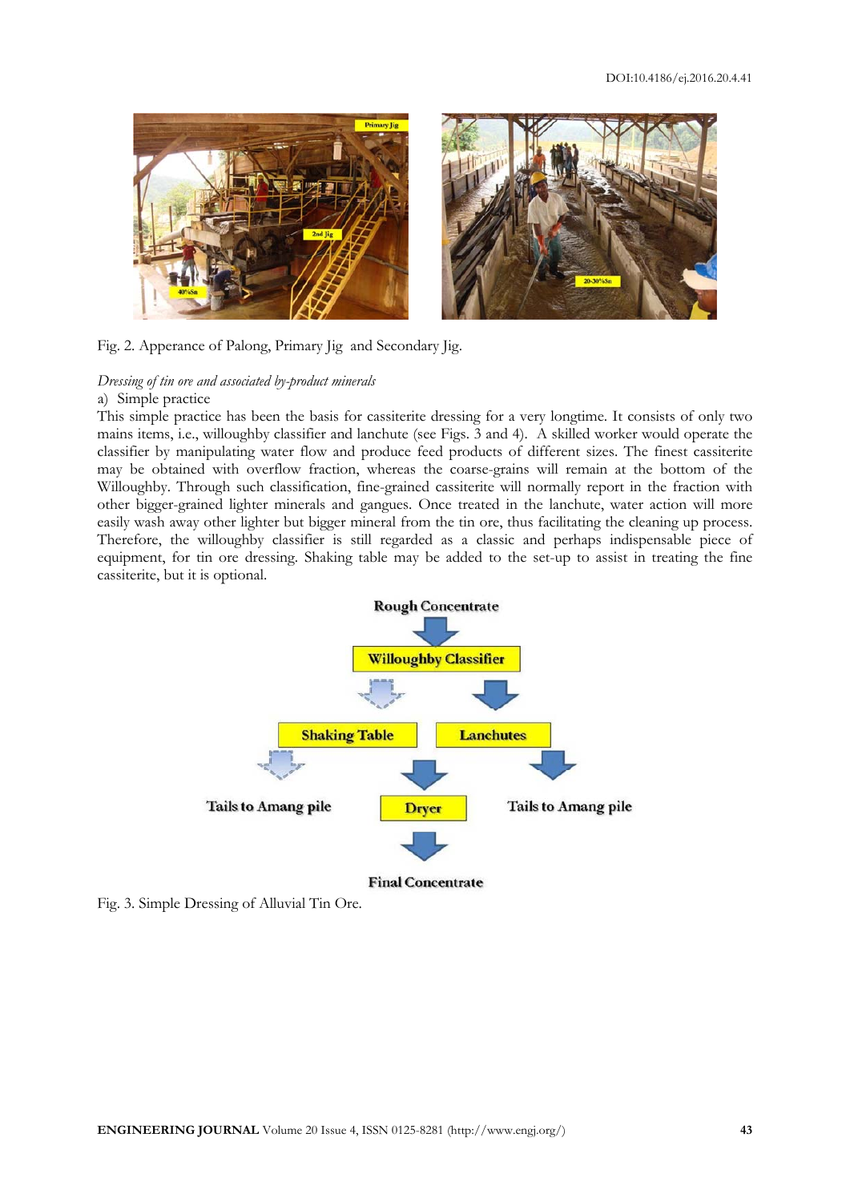Fig. 2. Apperance of Palong, Primary Jig  and Secondary Jig.

*Dressing of tin ore and associated by-product minerals*

a) Simple practice

This simple practice has been the basis for cassiterite dressing for a very longtime. It consists of only two mains items, i.e., willoughby classifier and lanchute (see Figs. 3 and 4). A skilled worker would operate the classifier by manipulating water flow and produce feed products of different sizes. The finest cassiterite may be obtained with overflow fraction, whereas the coarse-grains will remain at the bottom of the Willoughby. Through such classification, fine-grained cassiterite will normally report in the fraction with other bigger-grained lighter minerals and gangues. Once treated in the lanchute, water action will more easily wash away other lighter but bigger mineral from the tin ore, thus facilitating the cleaning up process. Therefore, the willoughby classifier is still regarded as a classic and perhaps indispensable piece of equipment, for tin ore dressing. Shaking table may be added to the set-up to assist in treating the fine cassiterite, but it is optional.

Fig. 3. Simple Dressing of Alluvial Tin Ore.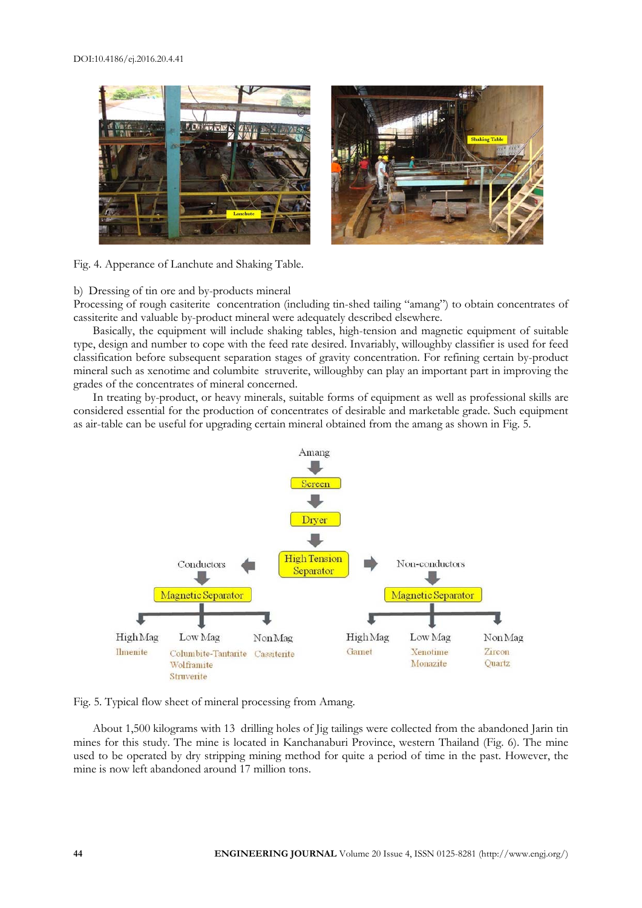Fig. 4. Apperance of Lanchute and Shaking Table.

b) Dressing of tin ore and by-products mineral

Processing of rough casiterite concentration (including tin-shed tailing "amang") to obtain concentrates of cassiterite and valuable by-product mineral were adequately described elsewhere.

Basically, the equipment will include shaking tables, high-tension and magnetic equipment of suitable type, design and number to cope with the feed rate desired. Invariably, willoughby classifier is used for feed classification before subsequent separation stages of gravity concentration. For refining certain by-product mineral such as xenotime and columbite struverite, willoughby can play an important part in improving the grades of the concentrates of mineral concerned.

In treating by-product, or heavy minerals, suitable forms of equipment as well as professional skills are considered essential for the production of concentrates of desirable and marketable grade. Such equipment as air-table can be useful for upgrading certain mineral obtained from the amang as shown in Fig. 5.

Fig. 5. Typical flow sheet of mineral processing from Amang.

About 1,500 kilograms with 13 drilling holes of Jig tailings were collected from the abandoned Jarin tin mines for this study. The mine is located in Kanchanaburi Province, western Thailand (Fig. 6). The mine used to be operated by dry stripping mining method for quite a period of time in the past. However, the mine is now left abandoned around 17 million tons.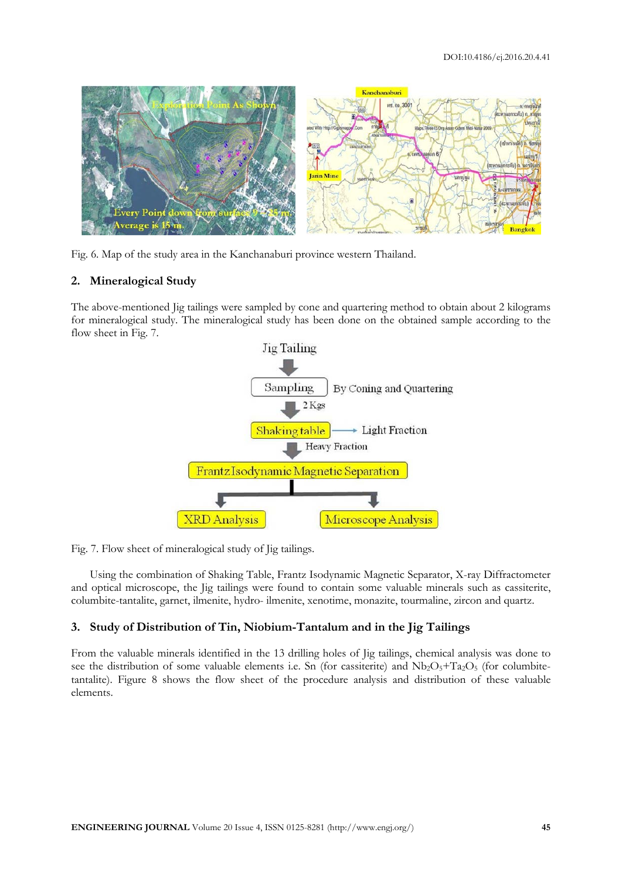Fig. 6. Map of the study area in the Kanchanaburi province western Thailand.

## 2. Mineralogical Study

The above-mentioned Jig tailings were sampled by cone and quartering method to obtain about 2 kilograms for mineralogical study. The mineralogical study has been done on the obtained sample according to the flow sheet in Fig. 7.

Fig. 7. Flow sheet of mineralogical study of Jig tailings.

Using the combination of Shaking Table, Frantz Isodynamic Magnetic Separator, X-ray Diffractometer and optical microscope, the Jig tailings were found to contain some valuable minerals such as cassiterite, columbite-tantalite, garnet, ilmenite, hydro- ilmenite, xenotime, monazite, tourmaline, zircon and quartz.

## 3. Study of Distribution of Tin, Niobium-Tantalum and in the Jig Tailings

From the valuable minerals identified in the 13 drilling holes of Jig tailings, chemical analysis was done to see the distribution of some valuable elements i.e. Sn (for cassiterite) and $Nb_2O_5$+$Ta_2O_5$ (for columbite-tantalite). Figure 8 shows the flow sheet of the procedure analysis and distribution of these valuable elements.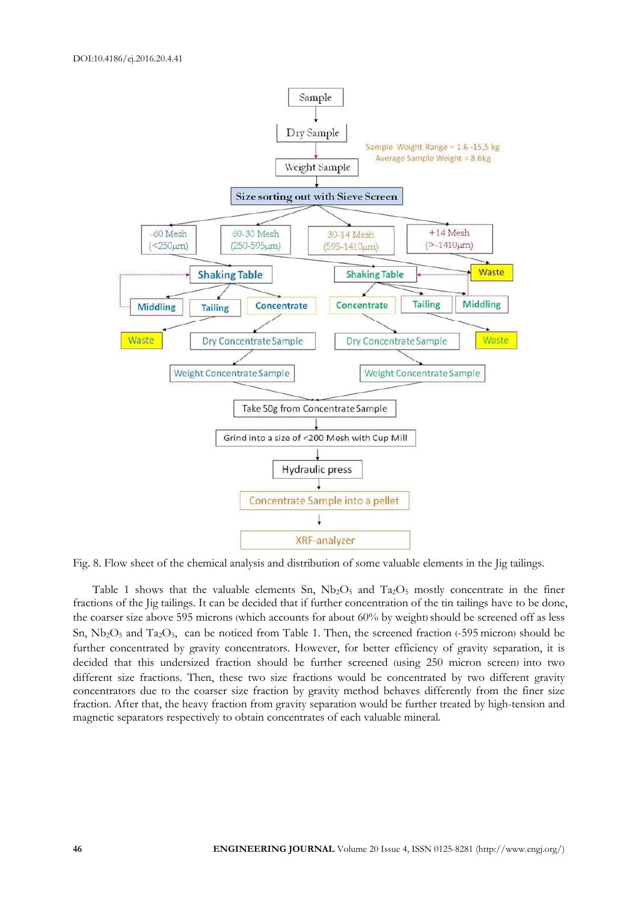Fig. 8. Flow sheet of the chemical analysis and distribution of some valuable elements in the Jig tailings.

Table 1 shows that the valuable elements Sn, $Nb_2O_5$ and $Ta_2O_5$ mostly concentrate in the finer fractions of the Jig tailings. It can be decided that if further concentration of the tin tailings have to be done, the coarser size above 595 microns (which accounts for about 60% by weight) should be screened off as less Sn, $Nb_2O_5$ and $Ta_2O_5$, can be noticed from Table 1. Then, the screened fraction (-595 micron) should be further concentrated by gravity concentrators. However, for better efficiency of gravity separation, it is decided that this undersized fraction should be further screened (using 250 micron screen) into two different size fractions. Then, these two size fractions would be concentrated by two different gravity concentrators due to the coarser size fraction by gravity method behaves differently from the finer size fraction. After that, the heavy fraction from gravity separation would be further treated by high-tension and magnetic separators respectively to obtain concentrates of each valuable mineral.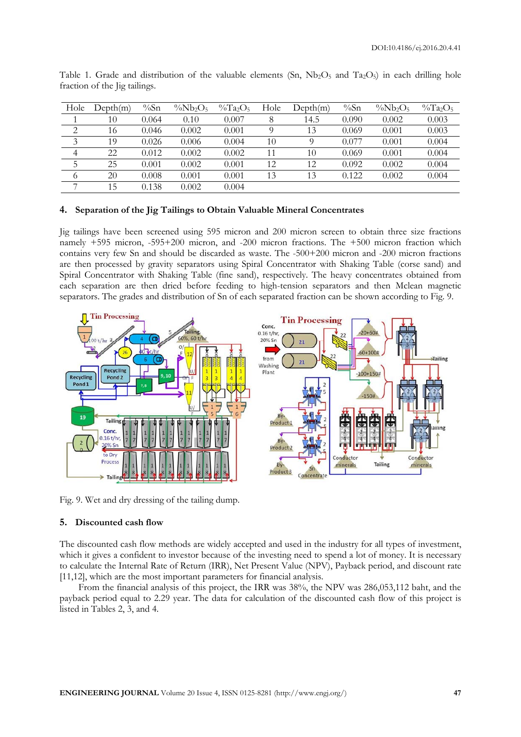Table 1. Grade and distribution of the valuable elements (Sn, $Nb_2O_5$ and $Ta_2O_5$) in each drilling hole fraction of the Jig tailings.

| Hole | Depth(m) | %Sn | %$Nb_2O_5$ | %$Ta_2O_5$ | Hole | Depth(m) | %Sn | %$Nb_2O_5$ | %$Ta_2O_5$ |
|---|---|---|---|---|---|---|---|---|---|
| 1 | 10 | 0.064 | 0.10 | 0.007 | 8 | 14.5 | 0.090 | 0.002 | 0.003 |
| 2 | 16 | 0.046 | 0.002 | 0.001 | 9 | 13 | 0.069 | 0.001 | 0.003 |
| 3 | 19 | 0.026 | 0.006 | 0.004 | 10 | 9 | 0.077 | 0.001 | 0.004 |
| 4 | 22 | 0.012 | 0.002 | 0.002 | 11 | 10 | 0.069 | 0.001 | 0.004 |
| 5 | 25 | 0.001 | 0.002 | 0.001 | 12 | 12 | 0.092 | 0.002 | 0.004 |
| 6 | 20 | 0.008 | 0.001 | 0.001 | 13 | 13 | 0.122 | 0.002 | 0.004 |
| 7 | 15 | 0.138 | 0.002 | 0.004 | | | | | |

## 4. Separation of the Jig Tailings to Obtain Valuable Mineral Concentrates

Jig tailings have been screened using 595 micron and 200 micron screen to obtain three size fractions namely +595 micron, -595+200 micron, and -200 micron fractions. The +500 micron fraction which contains very few Sn and should be discarded as waste. The -500+200 micron and -200 micron fractions are then processed by gravity separators using Spiral Concentrator with Shaking Table (corse sand) and Spiral Concentrator with Shaking Table (fine sand), respectively. The heavy concentrates obtained from each separation are then dried before feeding to high-tension separators and then Mclean magnetic separators. The grades and distribution of Sn of each separated fraction can be shown according to Fig. 9.

Fig. 9. Wet and dry dressing of the tailing dump.

## 5. Discounted cash flow

The discounted cash flow methods are widely accepted and used in the industry for all types of investment, which it gives a confident to investor because of the investing need to spend a lot of money. It is necessary to calculate the Internal Rate of Return (IRR), Net Present Value (NPV), Payback period, and discount rate [11,12], which are the most important parameters for financial analysis.

From the financial analysis of this project, the IRR was 38%, the NPV was 286,053,112 baht, and the payback period equal to 2.29 year. The data for calculation of the discounted cash flow of this project is listed in Tables 2, 3, and 4.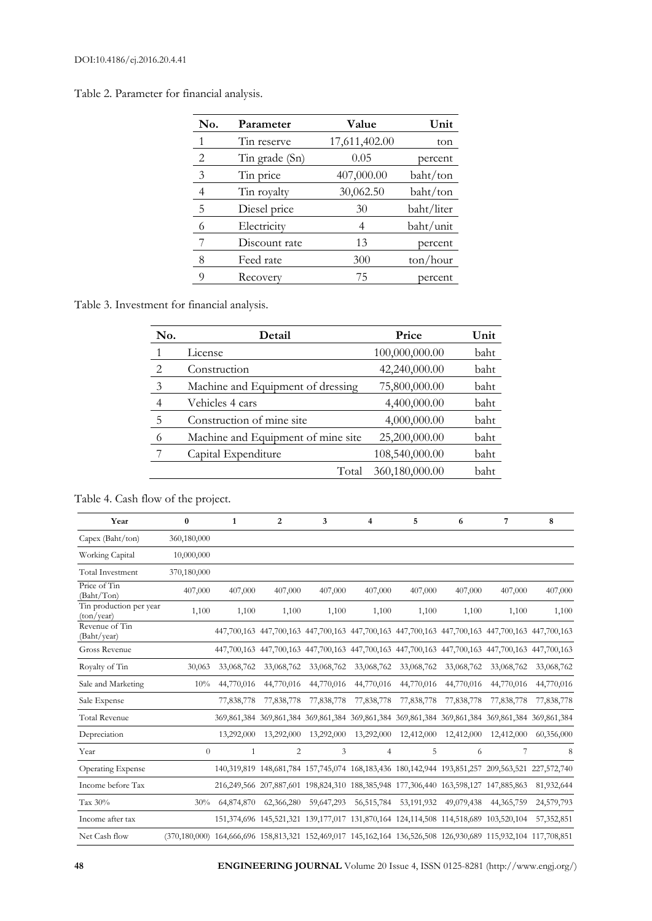Table 2. Parameter for financial analysis.

| No. | Parameter | Value | Unit |
|---|---|---|---|
| 1 | Tin reserve | 17,611,402.00 | ton |
| 2 | Tin grade (Sn) | 0.05 | percent |
| 3 | Tin price | 407,000.00 | baht/ton |
| 4 | Tin royalty | 30,062.50 | baht/ton |
| 5 | Diesel price | 30 | baht/liter |
| 6 | Electricity | 4 | baht/unit |
| 7 | Discount rate | 13 | percent |
| 8 | Feed rate | 300 | ton/hour |
| 9 | Recovery | 75 | percent |

Table 3. Investment for financial analysis.

| No. | Detail | Price | Unit |
|---|---|---|---|
| 1 | License | 100,000,000.00 | baht |
| 2 | Construction | 42,240,000.00 | baht |
| 3 | Machine and Equipment of dressing | 75,800,000.00 | baht |
| 4 | Vehicles 4 cars | 4,400,000.00 | baht |
| 5 | Construction of mine site | 4,000,000.00 | baht |
| 6 | Machine and Equipment of mine site | 25,200,000.00 | baht |
| 7 | Capital Expenditure | 108,540,000.00 | baht |
| | Total | 360,180,000.00 | baht |

Table 4. Cash flow of the project.

| Year | 0 | 1 | 2 | 3 | 4 | 5 | 6 | 7 | 8 |
|---|---|---|---|---|---|---|---|---|---|
| Capex (Baht/ton) | 360,180,000 | | | | | | | | |
| Working Capital | 10,000,000 | | | | | | | | |
| Total Investment | 370,180,000 | | | | | | | | |
| Price of Tin (Baht/Ton) | 407,000 | 407,000 | 407,000 | 407,000 | 407,000 | 407,000 | 407,000 | 407,000 | 407,000 |
| Tin production per year (ton/year) | 1,100 | 1,100 | 1,100 | 1,100 | 1,100 | 1,100 | 1,100 | 1,100 | 1,100 |
| Revenue of Tin (Baht/year) | | 447,700,163 | 447,700,163 | 447,700,163 | 447,700,163 | 447,700,163 | 447,700,163 | 447,700,163 | 447,700,163 |
| Gross Revenue | | 447,700,163 | 447,700,163 | 447,700,163 | 447,700,163 | 447,700,163 | 447,700,163 | 447,700,163 | 447,700,163 |
| Royalty of Tin | 30,063 | 33,068,762 | 33,068,762 | 33,068,762 | 33,068,762 | 33,068,762 | 33,068,762 | 33,068,762 | 33,068,762 |
| Sale and Marketing | 10% | 44,770,016 | 44,770,016 | 44,770,016 | 44,770,016 | 44,770,016 | 44,770,016 | 44,770,016 | 44,770,016 |
| Sale Expense | | 77,838,778 | 77,838,778 | 77,838,778 | 77,838,778 | 77,838,778 | 77,838,778 | 77,838,778 | 77,838,778 |
| Total Revenue | | 369,861,384 | 369,861,384 | 369,861,384 | 369,861,384 | 369,861,384 | 369,861,384 | 369,861,384 | 369,861,384 |
| Depreciation | | 13,292,000 | 13,292,000 | 13,292,000 | 13,292,000 | 12,412,000 | 12,412,000 | 12,412,000 | 60,356,000 |
| Year | 0 | 1 | 2 | 3 | 4 | 5 | 6 | 7 | 8 |
| Operating Expense | | 140,319,819 | 148,681,784 | 157,745,074 | 168,183,436 | 180,142,944 | 193,851,257 | 209,563,521 | 227,572,740 |
| Income before Tax | | 216,249,566 | 207,887,601 | 198,824,310 | 188,385,948 | 177,306,440 | 163,598,127 | 147,885,863 | 81,932,644 |
| Tax 30% | 30% | 64,874,870 | 62,366,280 | 59,647,293 | 56,515,784 | 53,191,932 | 49,079,438 | 44,365,759 | 24,579,793 |
| Income after tax | | 151,374,696 | 145,521,321 | 139,177,017 | 131,870,164 | 124,114,508 | 114,518,689 | 103,520,104 | 57,352,851 |
| Net Cash flow | (370,180,000) | 164,666,696 | 158,813,321 | 152,469,017 | 145,162,164 | 136,526,508 | 126,930,689 | 115,932,104 | 117,708,851 |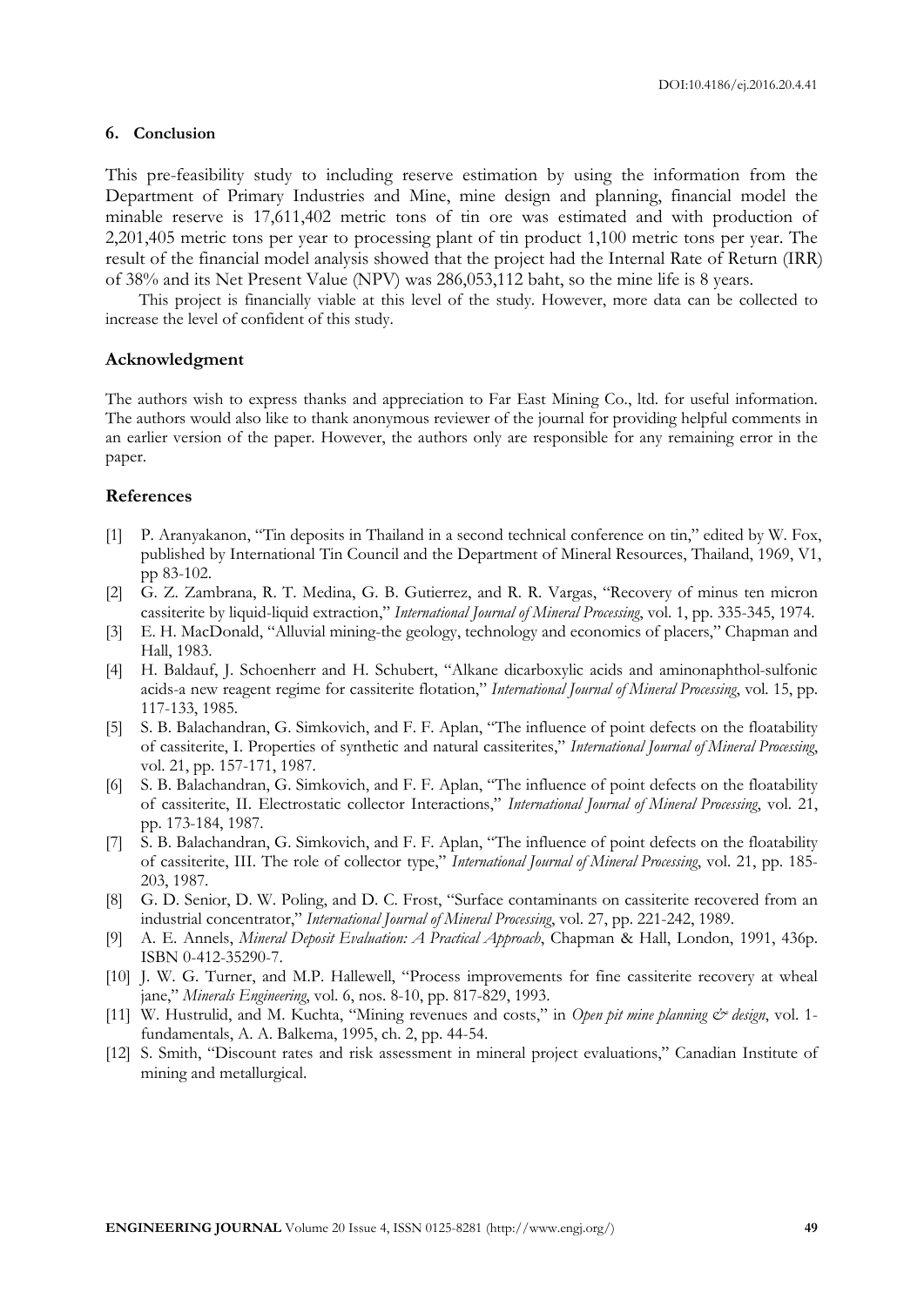## 6. Conclusion

This pre-feasibility study to including reserve estimation by using the information from the Department of Primary Industries and Mine, mine design and planning, financial model the minable reserve is 17,611,402 metric tons of tin ore was estimated and with production of 2,201,405 metric tons per year to processing plant of tin product 1,100 metric tons per year. The result of the financial model analysis showed that the project had the Internal Rate of Return (IRR) of 38% and its Net Present Value (NPV) was 286,053,112 baht, so the mine life is 8 years.

This project is financially viable at this level of the study. However, more data can be collected to increase the level of confident of this study.

## Acknowledgment

The authors wish to express thanks and appreciation to Far East Mining Co., ltd. for useful information. The authors would also like to thank anonymous reviewer of the journal for providing helpful comments in an earlier version of the paper. However, the authors only are responsible for any remaining error in the paper.

## References

[1] P. Aranyakanon, "Tin deposits in Thailand in a second technical conference on tin," edited by W. Fox, published by International Tin Council and the Department of Mineral Resources, Thailand, 1969, V1, pp 83-102.

[2] G. Z. Zambrana, R. T. Medina, G. B. Gutierrez, and R. R. Vargas, "Recovery of minus ten micron cassiterite by liquid-liquid extraction," *International Journal of Mineral Processing*, vol. 1, pp. 335-345, 1974.

[3] E. H. MacDonald, "Alluvial mining-the geology, technology and economics of placers," Chapman and Hall, 1983.

[4] H. Baldauf, J. Schoenherr and H. Schubert, "Alkane dicarboxylic acids and aminonaphthol-sulfonic acids-a new reagent regime for cassiterite flotation," *International Journal of Mineral Processing*, vol. 15, pp. 117-133, 1985.

[5] S. B. Balachandran, G. Simkovich, and F. F. Aplan, "The influence of point defects on the floatability of cassiterite, I. Properties of synthetic and natural cassiterites," *International Journal of Mineral Processing*, vol. 21, pp. 157-171, 1987.

[6] S. B. Balachandran, G. Simkovich, and F. F. Aplan, "The influence of point defects on the floatability of cassiterite, II. Electrostatic collector Interactions," *International Journal of Mineral Processing*, vol. 21, pp. 173-184, 1987.

[7] S. B. Balachandran, G. Simkovich, and F. F. Aplan, "The influence of point defects on the floatability of cassiterite, III. The role of collector type," *International Journal of Mineral Processing*, vol. 21, pp. 185-203, 1987.

[8] G. D. Senior, D. W. Poling, and D. C. Frost, "Surface contaminants on cassiterite recovered from an industrial concentrator," *International Journal of Mineral Processing*, vol. 27, pp. 221-242, 1989.

[9] A. E. Annels, *Mineral Deposit Evaluation: A Practical Approach*, Chapman & Hall, London, 1991, 436p. ISBN 0-412-35290-7.

[10] J. W. G. Turner, and M.P. Hallewell, "Process improvements for fine cassiterite recovery at wheal jane," *Minerals Engineering*, vol. 6, nos. 8-10, pp. 817-829, 1993.

[11] W. Hustrulid, and M. Kuchta, "Mining revenues and costs," in *Open pit mine planning & design*, vol. 1-fundamentals, A. A. Balkema, 1995, ch. 2, pp. 44-54.

[12] S. Smith, "Discount rates and risk assessment in mineral project evaluations," Canadian Institute of mining and metallurgical.